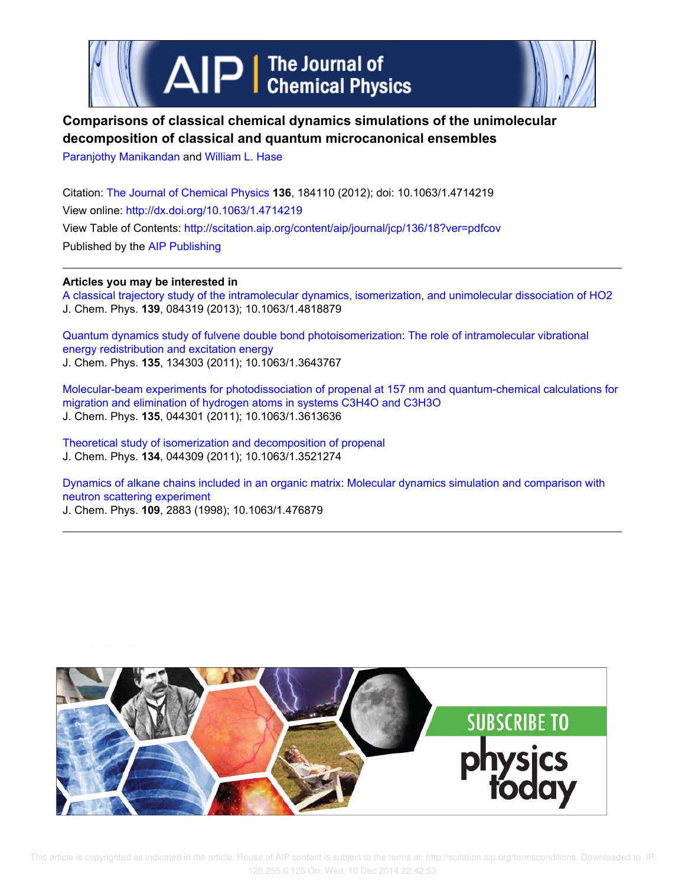# Comparisons of classical chemical dynamics simulations of the unimolecular decomposition of classical and quantum microcanonical ensembles

Paranjothy Manikandan and William L. Hase

Citation: The Journal of Chemical Physics **136**, 184110 (2012); doi: 10.1063/1.4714219

View online: http://dx.doi.org/10.1063/1.4714219

View Table of Contents: http://scitation.aip.org/content/aip/journal/jcp/136/18?ver=pdfcov

Published by the AIP Publishing

**Articles you may be interested in**

A classical trajectory study of the intramolecular dynamics, isomerization, and unimolecular dissociation of HO2
J. Chem. Phys. **139**, 084319 (2013); 10.1063/1.4818879

Quantum dynamics study of fulvene double bond photoisomerization: The role of intramolecular vibrational energy redistribution and excitation energy
J. Chem. Phys. **135**, 134303 (2011); 10.1063/1.3643767

Molecular-beam experiments for photodissociation of propenal at 157 nm and quantum-chemical calculations for migration and elimination of hydrogen atoms in systems C3H4O and C3H3O
J. Chem. Phys. **135**, 044301 (2011); 10.1063/1.3613636

Theoretical study of isomerization and decomposition of propenal
J. Chem. Phys. **134**, 044309 (2011); 10.1063/1.3521274

Dynamics of alkane chains included in an organic matrix: Molecular dynamics simulation and comparison with neutron scattering experiment
J. Chem. Phys. **109**, 2883 (1998); 10.1063/1.476879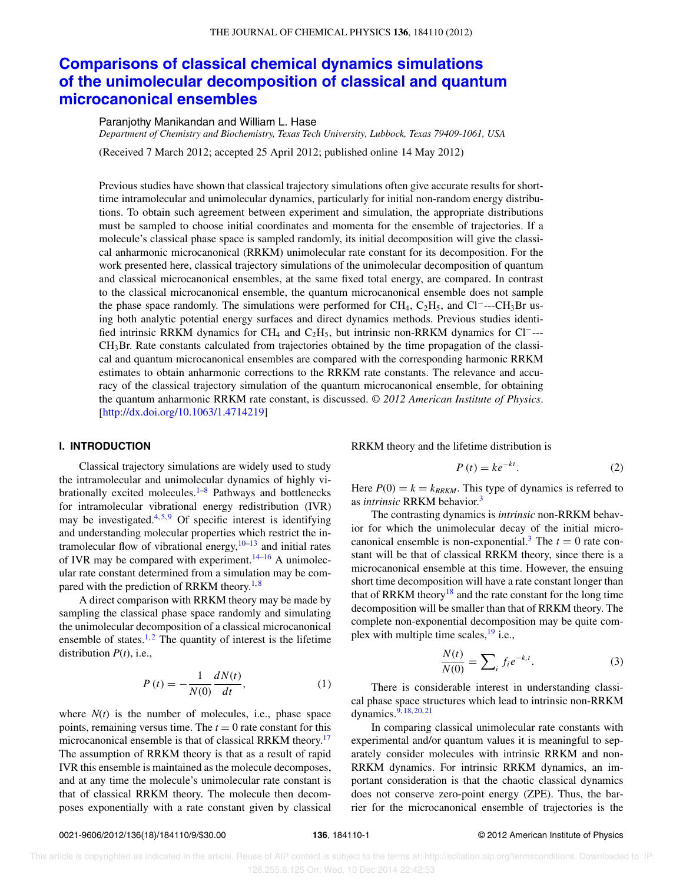# Comparisons of classical chemical dynamics simulations of the unimolecular decomposition of classical and quantum microcanonical ensembles

Paranjothy Manikandan and William L. Hase

*Department of Chemistry and Biochemistry, Texas Tech University, Lubbock, Texas 79409-1061, USA*

(Received 7 March 2012; accepted 25 April 2012; published online 14 May 2012)

Previous studies have shown that classical trajectory simulations often give accurate results for short-time intramolecular and unimolecular dynamics, particularly for initial non-random energy distributions. To obtain such agreement between experiment and simulation, the appropriate distributions must be sampled to choose initial coordinates and momenta for the ensemble of trajectories. If a molecule's classical phase space is sampled randomly, its initial decomposition will give the classical anharmonic microcanonical (RRKM) unimolecular rate constant for its decomposition. For the work presented here, classical trajectory simulations of the unimolecular decomposition of quantum and classical microcanonical ensembles, at the same fixed total energy, are compared. In contrast to the classical microcanonical ensemble, the quantum microcanonical ensemble does not sample the phase space randomly. The simulations were performed for $CH_4$, $C_2H_5$, and $Cl^-$---$CH_3Br$ using both analytic potential energy surfaces and direct dynamics methods. Previous studies identified intrinsic RRKM dynamics for $CH_4$ and $C_2H_5$, but intrinsic non-RRKM dynamics for $Cl^-$---$CH_3Br$. Rate constants calculated from trajectories obtained by the time propagation of the classical and quantum microcanonical ensembles are compared with the corresponding harmonic RRKM estimates to obtain anharmonic corrections to the RRKM rate constants. The relevance and accuracy of the classical trajectory simulation of the quantum microcanonical ensemble, for obtaining the quantum anharmonic RRKM rate constant, is discussed. *© 2012 American Institute of Physics*. [http://dx.doi.org/10.1063/1.4714219]

## I. INTRODUCTION

Classical trajectory simulations are widely used to study the intramolecular and unimolecular dynamics of highly vibrationally excited molecules.[1–8] Pathways and bottlenecks for intramolecular vibrational energy redistribution (IVR) may be investigated.[4,5,9] Of specific interest is identifying and understanding molecular properties which restrict the intramolecular flow of vibrational energy,[10–13] and initial rates of IVR may be compared with experiment.[14–16] A unimolecular rate constant determined from a simulation may be compared with the prediction of RRKM theory.[1,8]

A direct comparison with RRKM theory may be made by sampling the classical phase space randomly and simulating the unimolecular decomposition of a classical microcanonical ensemble of states.[1,2] The quantity of interest is the lifetime distribution $P(t)$, i.e.,

$$P(t) = -\frac{1}{N(0)}\frac{dN(t)}{dt}, \tag{1}$$

where $N(t)$ is the number of molecules, i.e., phase space points, remaining versus time. The $t = 0$ rate constant for this microcanonical ensemble is that of classical RRKM theory.[17] The assumption of RRKM theory is that as a result of rapid IVR this ensemble is maintained as the molecule decomposes, and at any time the molecule's unimolecular rate constant is that of classical RRKM theory. The molecule then decomposes exponentially with a rate constant given by classical RRKM theory and the lifetime distribution is

$$P(t) = ke^{-kt}. \tag{2}$$

Here $P(0) = k = k_{RRKM}$. This type of dynamics is referred to as *intrinsic* RRKM behavior.[3]

The contrasting dynamics is *intrinsic* non-RRKM behavior for which the unimolecular decay of the initial microcanonical ensemble is non-exponential.[3] The $t = 0$ rate constant will be that of classical RRKM theory, since there is a microcanonical ensemble at this time. However, the ensuing short time decomposition will have a rate constant longer than that of RRKM theory[18] and the rate constant for the long time decomposition will be smaller than that of RRKM theory. The complete non-exponential decomposition may be quite complex with multiple time scales,[19] i.e.,

$$\frac{N(t)}{N(0)} = \sum_i f_i e^{-k_i t}. \tag{3}$$

There is considerable interest in understanding classical phase space structures which lead to intrinsic non-RRKM dynamics.[9,18,20,21]

In comparing classical unimolecular rate constants with experimental and/or quantum values it is meaningful to separately consider molecules with intrinsic RRKM and non-RRKM dynamics. For intrinsic RRKM dynamics, an important consideration is that the chaotic classical dynamics does not conserve zero-point energy (ZPE). Thus, the barrier for the microcanonical ensemble of trajectories is the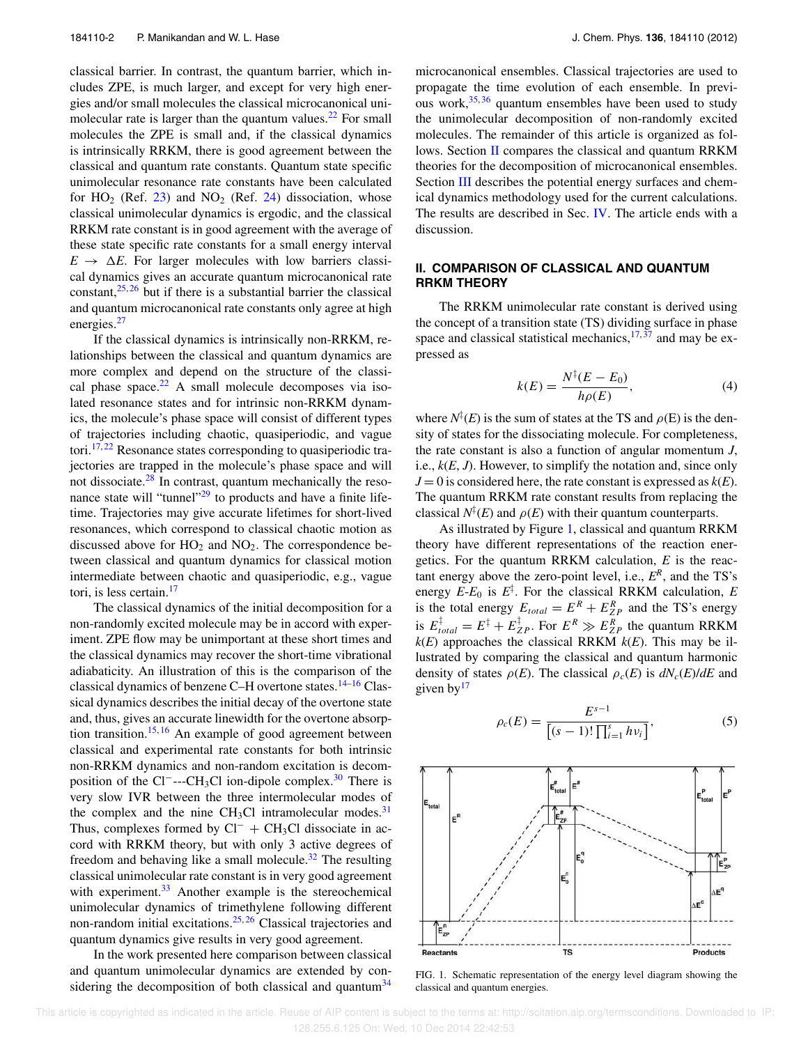classical barrier. In contrast, the quantum barrier, which includes ZPE, is much larger, and except for very high energies and/or small molecules the classical microcanonical unimolecular rate is larger than the quantum values.[22] For small molecules the ZPE is small and, if the classical dynamics is intrinsically RRKM, there is good agreement between the classical and quantum rate constants. Quantum state specific unimolecular resonance rate constants have been calculated for $HO_2$ (Ref. 23) and $NO_2$ (Ref. 24) dissociation, whose classical unimolecular dynamics is ergodic, and the classical RRKM rate constant is in good agreement with the average of these state specific rate constants for a small energy interval $E \rightarrow \Delta E$. For larger molecules with low barriers classical dynamics gives an accurate quantum microcanonical rate constant,[25,26] but if there is a substantial barrier the classical and quantum microcanonical rate constants only agree at high energies.[27]

If the classical dynamics is intrinsically non-RRKM, relationships between the classical and quantum dynamics are more complex and depend on the structure of the classical phase space.[22] A small molecule decomposes via isolated resonance states and for intrinsic non-RRKM dynamics, the molecule's phase space will consist of different types of trajectories including chaotic, quasiperiodic, and vague tori.[17,22] Resonance states corresponding to quasiperiodic trajectories are trapped in the molecule's phase space and will not dissociate.[28] In contrast, quantum mechanically the resonance state will "tunnel"[29] to products and have a finite lifetime. Trajectories may give accurate lifetimes for short-lived resonances, which correspond to classical chaotic motion as discussed above for $HO_2$ and $NO_2$. The correspondence between classical and quantum dynamics for classical motion intermediate between chaotic and quasiperiodic, e.g., vague tori, is less certain.[17]

The classical dynamics of the initial decomposition for a non-randomly excited molecule may be in accord with experiment. ZPE flow may be unimportant at these short times and the classical dynamics may recover the short-time vibrational adiabaticity. An illustration of this is the comparison of the classical dynamics of benzene C–H overtone states.[14–16] Classical dynamics describes the initial decay of the overtone state and, thus, gives an accurate linewidth for the overtone absorption transition.[15,16] An example of good agreement between classical and experimental rate constants for both intrinsic non-RRKM dynamics and non-random excitation is decomposition of the $Cl^-$---$CH_3Cl$ ion-dipole complex.[30] There is very slow IVR between the three intermolecular modes of the complex and the nine $CH_3Cl$ intramolecular modes.[31] Thus, complexes formed by $Cl^- + CH_3Cl$ dissociate in accord with RRKM theory, but with only 3 active degrees of freedom and behaving like a small molecule.[32] The resulting classical unimolecular rate constant is in very good agreement with experiment.[33] Another example is the stereochemical unimolecular dynamics of trimethylene following different non-random initial excitations.[25,26] Classical trajectories and quantum dynamics give results in very good agreement.

In the work presented here comparison between classical and quantum unimolecular dynamics are extended by considering the decomposition of both classical and quantum[34] microcanonical ensembles. Classical trajectories are used to propagate the time evolution of each ensemble. In previous work,[35,36] quantum ensembles have been used to study the unimolecular decomposition of non-randomly excited molecules. The remainder of this article is organized as follows. Section II compares the classical and quantum RRKM theories for the decomposition of microcanonical ensembles. Section III describes the potential energy surfaces and chemical dynamics methodology used for the current calculations. The results are described in Sec. IV. The article ends with a discussion.

## II. COMPARISON OF CLASSICAL AND QUANTUM RRKM THEORY

The RRKM unimolecular rate constant is derived using the concept of a transition state (TS) dividing surface in phase space and classical statistical mechanics,[17,37] and may be expressed as

$$k(E) = \frac{N^{\ddagger}(E - E_0)}{h\rho(E)}, \tag{4}$$

where $N^{\ddagger}(E)$ is the sum of states at the TS and $\rho(E)$ is the density of states for the dissociating molecule. For completeness, the rate constant is also a function of angular momentum $J$, i.e., $k(E, J)$. However, to simplify the notation and, since only $J = 0$ is considered here, the rate constant is expressed as $k(E)$. The quantum RRKM rate constant results from replacing the classical $N^{\ddagger}(E)$ and $\rho(E)$ with their quantum counterparts.

As illustrated by Figure 1, classical and quantum RRKM theory have different representations of the reaction energetics. For the quantum RRKM calculation, $E$ is the reactant energy above the zero-point level, i.e., $E^R$, and the TS's energy $E$-$E_0$ is $E^{\ddagger}$. For the classical RRKM calculation, $E$ is the total energy $E_{total} = E^R + E^R_{ZP}$ and the TS's energy is $E^{\ddagger}_{total} = E^{\ddagger} + E^{\ddagger}_{ZP}$. For $E^R \gg E^R_{ZP}$ the quantum RRKM $k(E)$ approaches the classical RRKM $k(E)$. This may be illustrated by comparing the classical and quantum harmonic density of states $\rho(E)$. The classical $\rho_c(E)$ is $dN_c(E)/dE$ and given by[17]

$$\rho_c(E) = \frac{E^{s-1}}{\left[(s-1)!\prod_{i=1}^{s} h\nu_i\right]}, \tag{5}$$

$E_{total}$
$E^R$
$E^R_{ZP}$
$E^{\#}_{total}$
$E^{\#}$
$E^{\#}_{ZP}$
$E^q_0$
$E^c_0$
$E^P_{total}$
$E^P$
$E^P_{ZP}$
$\Delta E^q$
$\Delta E^c$
Reactants
TS
Products

FIG. 1. Schematic representation of the energy level diagram showing the classical and quantum energies.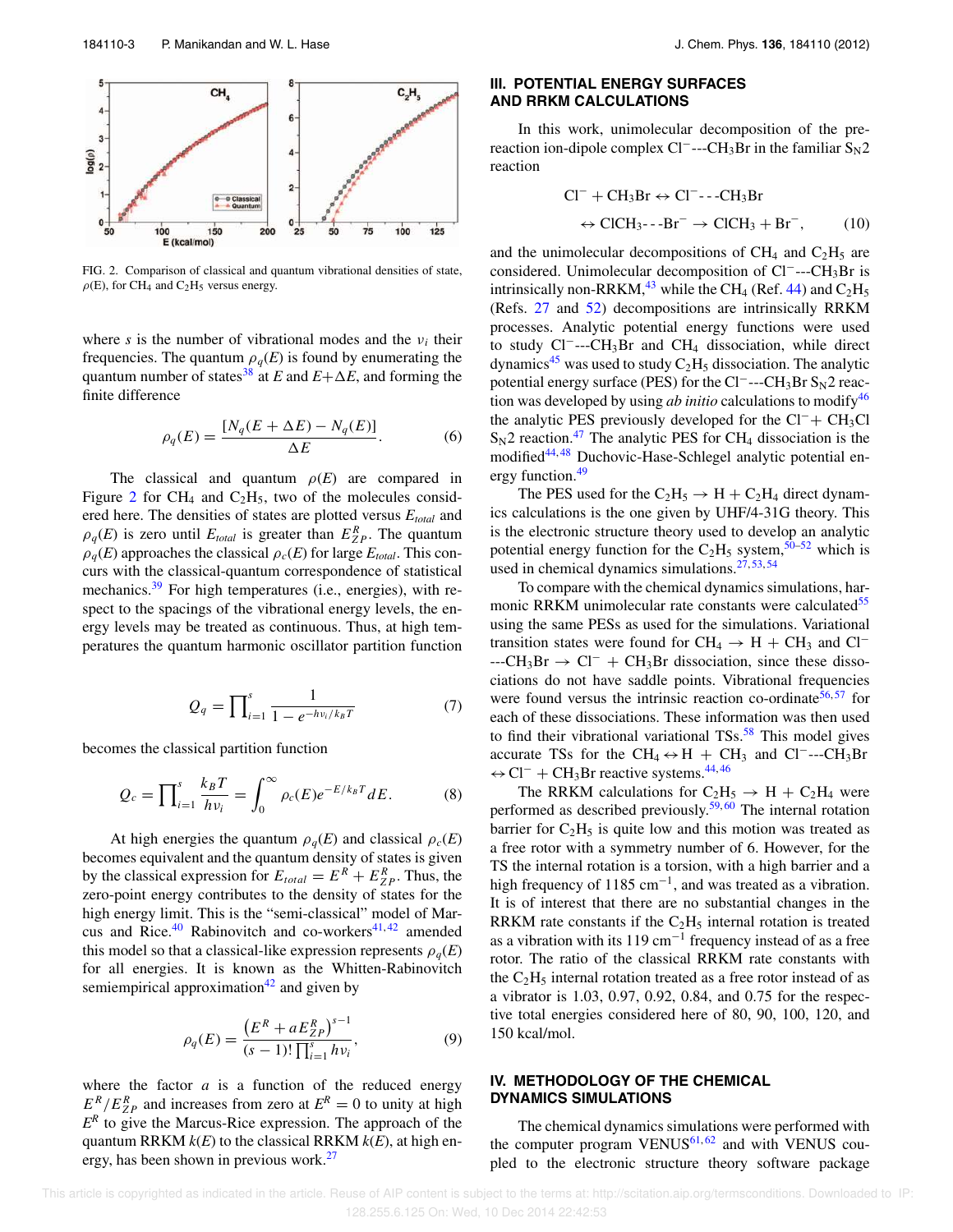CH$_4$

C$_2$H$_5$

log(ρ)

E (kcal/mol)

Classical

Quantum

0 1 2 3 4 5

50 100 150 200

0 2 4 6 8

25 50 75 100 125

FIG. 2. Comparison of classical and quantum vibrational densities of state, $\rho(E)$, for CH$_4$ and C$_2$H$_5$ versus energy.

where $s$ is the number of vibrational modes and the $\nu_i$ their frequencies. The quantum $\rho_q(E)$ is found by enumerating the quantum number of states[38] at $E$ and $E+\Delta E$, and forming the finite difference

$$\rho_q(E) = \frac{[N_q(E+\Delta E) - N_q(E)]}{\Delta E}. \tag{6}$$

The classical and quantum $\rho(E)$ are compared in Figure 2 for CH$_4$ and C$_2$H$_5$, two of the molecules considered here. The densities of states are plotted versus $E_{total}$ and $\rho_q(E)$ is zero until $E_{total}$ is greater than $E^R_{ZP}$. The quantum $\rho_q(E)$ approaches the classical $\rho_c(E)$ for large $E_{total}$. This concurs with the classical-quantum correspondence of statistical mechanics.[39] For high temperatures (i.e., energies), with respect to the spacings of the vibrational energy levels, the energy levels may be treated as continuous. Thus, at high temperatures the quantum harmonic oscillator partition function

$$Q_q = \prod_{i=1}^{s} \frac{1}{1 - e^{-h\nu_i/k_BT}} \tag{7}$$

becomes the classical partition function

$$Q_c = \prod_{i=1}^{s} \frac{k_BT}{h\nu_i} = \int_0^\infty \rho_c(E) e^{-E/k_BT} dE. \tag{8}$$

At high energies the quantum $\rho_q(E)$ and classical $\rho_c(E)$ becomes equivalent and the quantum density of states is given by the classical expression for $E_{total} = E^R + E^R_{ZP}$. Thus, the zero-point energy contributes to the density of states for the high energy limit. This is the "semi-classical" model of Marcus and Rice.[40] Rabinovitch and co-workers[41,42] amended this model so that a classical-like expression represents $\rho_q(E)$ for all energies. It is known as the Whitten-Rabinovitch semiempirical approximation[42] and given by

$$\rho_q(E) = \frac{\left(E^R + aE^R_{ZP}\right)^{s-1}}{(s-1)!\prod_{i=1}^{s} h\nu_i}, \tag{9}$$

where the factor $a$ is a function of the reduced energy $E^R/E^R_{ZP}$ and increases from zero at $E^R = 0$ to unity at high $E^R$ to give the Marcus-Rice expression. The approach of the quantum RRKM $k(E)$ to the classical RRKM $k(E)$, at high energy, has been shown in previous work.[27]

## III. POTENTIAL ENERGY SURFACES AND RRKM CALCULATIONS

In this work, unimolecular decomposition of the pre-reaction ion-dipole complex Cl$^-$---CH$_3$Br in the familiar S$_N$2 reaction

$$\begin{aligned} \mathrm{Cl^-} + \mathrm{CH_3Br} &\leftrightarrow \mathrm{Cl^-}\text{---}\mathrm{CH_3Br} \\ &\leftrightarrow \mathrm{ClCH_3}\text{---}\mathrm{Br^-} \rightarrow \mathrm{ClCH_3} + \mathrm{Br^-}, \end{aligned} \tag{10}$$

and the unimolecular decompositions of CH$_4$ and C$_2$H$_5$ are considered. Unimolecular decomposition of Cl$^-$---CH$_3$Br is intrinsically non-RRKM,[43] while the CH$_4$ (Ref. 44) and C$_2$H$_5$ (Refs. 27 and 52) decompositions are intrinsically RRKM processes. Analytic potential energy functions were used to study Cl$^-$---CH$_3$Br and CH$_4$ dissociation, while direct dynamics[45] was used to study C$_2$H$_5$ dissociation. The analytic potential energy surface (PES) for the Cl$^-$---CH$_3$Br S$_N$2 reaction was developed by using *ab initio* calculations to modify[46] the analytic PES previously developed for the Cl$^-$+ CH$_3$Cl S$_N$2 reaction.[47] The analytic PES for CH$_4$ dissociation is the modified[44,48] Duchovic-Hase-Schlegel analytic potential energy function.[49]

The PES used for the C$_2$H$_5$ → H + C$_2$H$_4$ direct dynamics calculations is the one given by UHF/4-31G theory. This is the electronic structure theory used to develop an analytic potential energy function for the C$_2$H$_5$ system,[50–52] which is used in chemical dynamics simulations.[27,53,54]

To compare with the chemical dynamics simulations, harmonic RRKM unimolecular rate constants were calculated[55] using the same PESs as used for the simulations. Variational transition states were found for CH$_4$ → H + CH$_3$ and Cl$^-$---CH$_3$Br → Cl$^-$ + CH$_3$Br dissociation, since these dissociations do not have saddle points. Vibrational frequencies were found versus the intrinsic reaction co-ordinate[56,57] for each of these dissociations. These information was then used to find their vibrational variational TSs.[58] This model gives accurate TSs for the CH$_4$ ↔ H + CH$_3$ and Cl$^-$---CH$_3$Br ↔ Cl$^-$ + CH$_3$Br reactive systems.[44,46]

The RRKM calculations for C$_2$H$_5$ → H + C$_2$H$_4$ were performed as described previously.[59,60] The internal rotation barrier for C$_2$H$_5$ is quite low and this motion was treated as a free rotor with a symmetry number of 6. However, for the TS the internal rotation is a torsion, with a high barrier and a high frequency of 1185 cm$^{-1}$, and was treated as a vibration. It is of interest that there are no substantial changes in the RRKM rate constants if the C$_2$H$_5$ internal rotation is treated as a vibration with its 119 cm$^{-1}$ frequency instead of as a free rotor. The ratio of the classical RRKM rate constants with the C$_2$H$_5$ internal rotation treated as a free rotor instead of as a vibrator is 1.03, 0.97, 0.92, 0.84, and 0.75 for the respective total energies considered here of 80, 90, 100, 120, and 150 kcal/mol.

## IV. METHODOLOGY OF THE CHEMICAL DYNAMICS SIMULATIONS

The chemical dynamics simulations were performed with the computer program VENUS[61,62] and with VENUS coupled to the electronic structure theory software package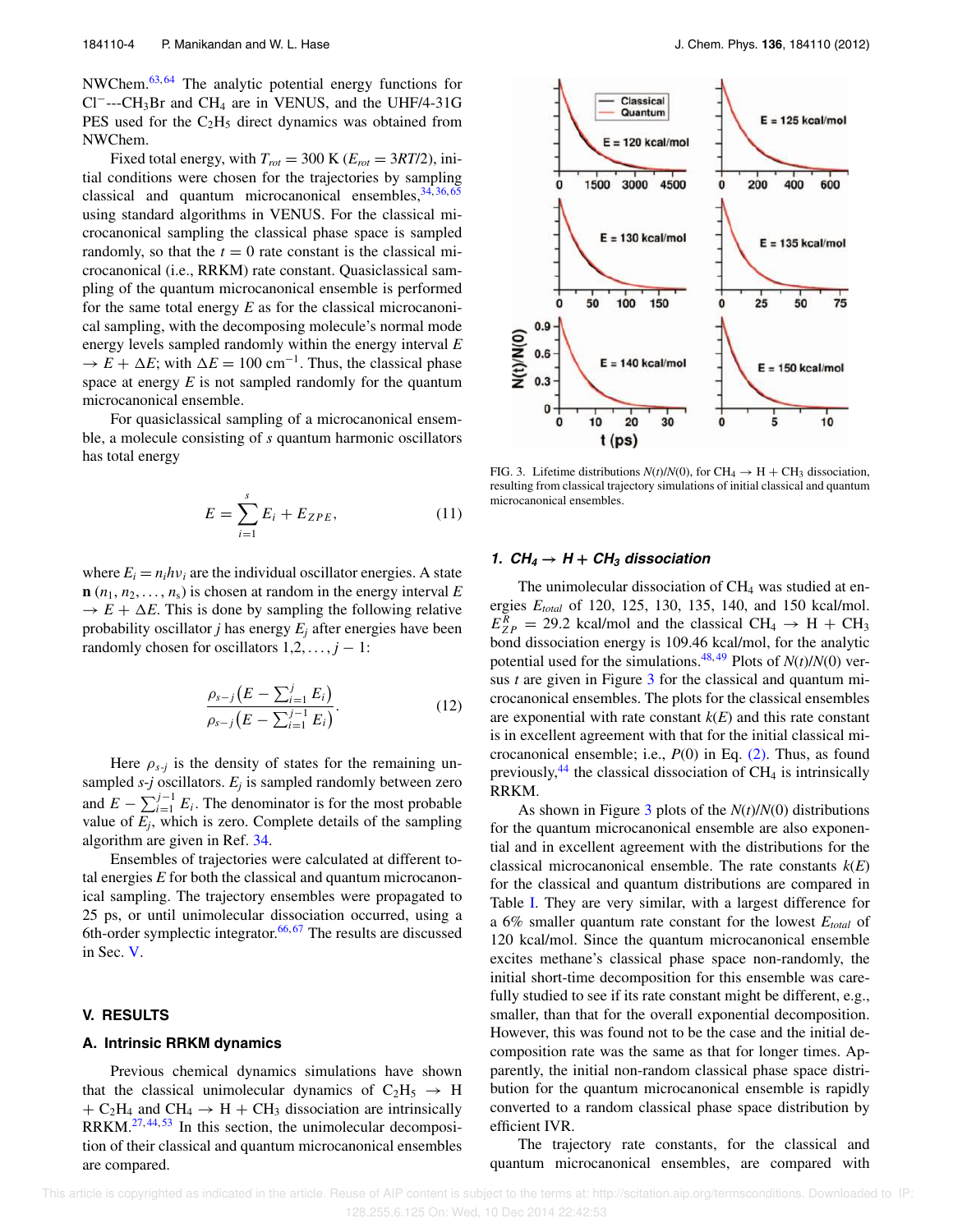NWChem.[63,64] The analytic potential energy functions for $Cl^-$---$CH_3Br$ and $CH_4$ are in VENUS, and the UHF/4-31G PES used for the $C_2H_5$ direct dynamics was obtained from NWChem.

Fixed total energy, with $T_{rot} = 300$ K ($E_{rot} = 3RT/2$), initial conditions were chosen for the trajectories by sampling classical and quantum microcanonical ensembles,[34,36,65] using standard algorithms in VENUS. For the classical microcanonical sampling the classical phase space is sampled randomly, so that the $t = 0$ rate constant is the classical microcanonical (i.e., RRKM) rate constant. Quasiclassical sampling of the quantum microcanonical ensemble is performed for the same total energy $E$ as for the classical microcanonical sampling, with the decomposing molecule's normal mode energy levels sampled randomly within the energy interval $E \rightarrow E + \Delta E$; with $\Delta E = 100$ cm$^{-1}$. Thus, the classical phase space at energy $E$ is not sampled randomly for the quantum microcanonical ensemble.

For quasiclassical sampling of a microcanonical ensemble, a molecule consisting of $s$ quantum harmonic oscillators has total energy

$$E = \sum_{i=1}^{s} E_i + E_{ZPE}, \tag{11}$$

where $E_i = n_i h\nu_i$ are the individual oscillator energies. A state $\mathbf{n}$ $(n_1, n_2, \ldots, n_s)$ is chosen at random in the energy interval $E \rightarrow E + \Delta E$. This is done by sampling the following relative probability oscillator $j$ has energy $E_j$ after energies have been randomly chosen for oscillators $1,2,\ldots, j-1$:

$$\frac{\rho_{s-j}\left(E - \sum_{i=1}^{j} E_i\right)}{\rho_{s-j}\left(E - \sum_{i=1}^{j-1} E_i\right)}. \tag{12}$$

Here $\rho_{s\text{-}j}$ is the density of states for the remaining unsampled $s$-$j$ oscillators. $E_j$ is sampled randomly between zero and $E - \sum_{i=1}^{j-1} E_i$. The denominator is for the most probable value of $E_j$, which is zero. Complete details of the sampling algorithm are given in Ref. 34.

Ensembles of trajectories were calculated at different total energies $E$ for both the classical and quantum microcanonical sampling. The trajectory ensembles were propagated to 25 ps, or until unimolecular dissociation occurred, using a 6th-order symplectic integrator.[66,67] The results are discussed in Sec. V.

## V. RESULTS

### A. Intrinsic RRKM dynamics

Previous chemical dynamics simulations have shown that the classical unimolecular dynamics of $C_2H_5 \rightarrow H + C_2H_4$ and $CH_4 \rightarrow H + CH_3$ dissociation are intrinsically RRKM.[27,44,53] In this section, the unimolecular decomposition of their classical and quantum microcanonical ensembles are compared.

FIG. 3. Lifetime distributions $N(t)/N(0)$, for $CH_4 \rightarrow H + CH_3$ dissociation, resulting from classical trajectory simulations of initial classical and quantum microcanonical ensembles.

#### 1. $CH_4 \rightarrow H + CH_3$ dissociation

The unimolecular dissociation of $CH_4$ was studied at energies $E_{total}$ of 120, 125, 130, 135, 140, and 150 kcal/mol. $E_{ZP}^{R} = 29.2$ kcal/mol and the classical $CH_4 \rightarrow H + CH_3$ bond dissociation energy is 109.46 kcal/mol, for the analytic potential used for the simulations.[48,49] Plots of $N(t)/N(0)$ versus $t$ are given in Figure 3 for the classical and quantum microcanonical ensembles. The plots for the classical ensembles are exponential with rate constant $k(E)$ and this rate constant is in excellent agreement with that for the initial classical microcanonical ensemble; i.e., $P(0)$ in Eq. (2). Thus, as found previously,[44] the classical dissociation of $CH_4$ is intrinsically RRKM.

As shown in Figure 3 plots of the $N(t)/N(0)$ distributions for the quantum microcanonical ensemble are also exponential and in excellent agreement with the distributions for the classical microcanonical ensemble. The rate constants $k(E)$ for the classical and quantum distributions are compared in Table I. They are very similar, with a largest difference for a 6% smaller quantum rate constant for the lowest $E_{total}$ of 120 kcal/mol. Since the quantum microcanonical ensemble excites methane's classical phase space non-randomly, the initial short-time decomposition for this ensemble was carefully studied to see if its rate constant might be different, e.g., smaller, than that for the overall exponential decomposition. However, this was found not to be the case and the initial decomposition rate was the same as that for longer times. Apparently, the initial non-random classical phase space distribution for the quantum microcanonical ensemble is rapidly converted to a random classical phase space distribution by efficient IVR.

The trajectory rate constants, for the classical and quantum microcanonical ensembles, are compared with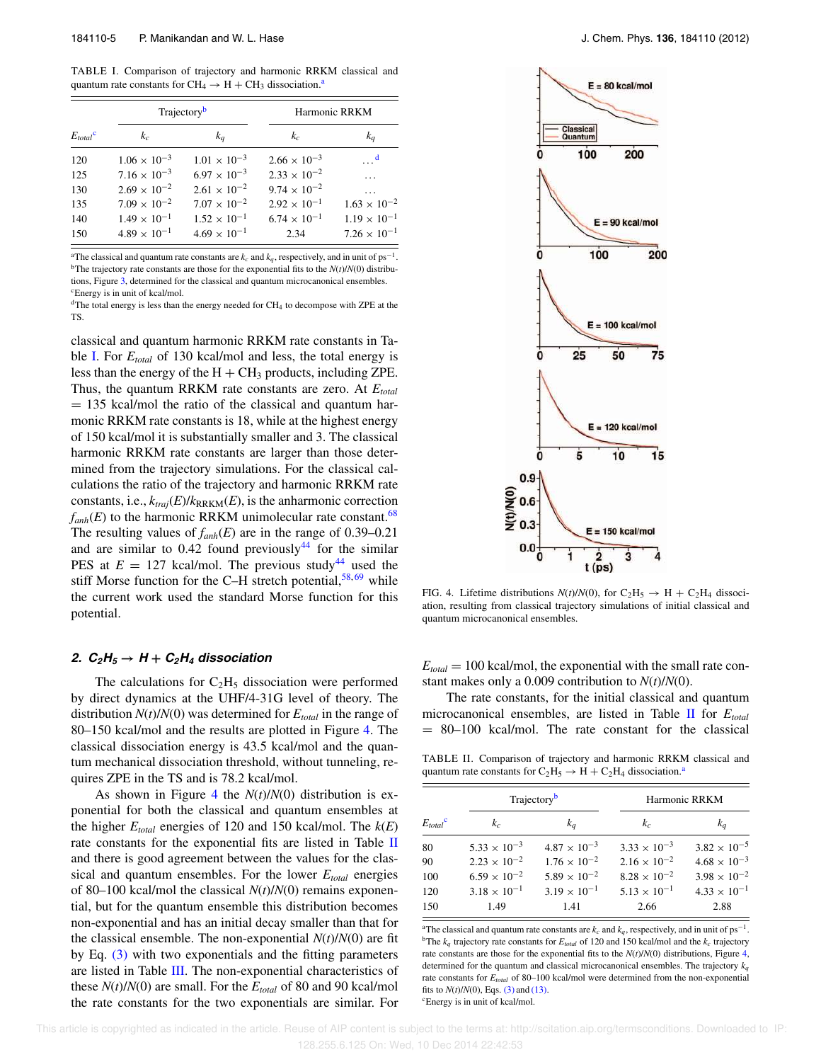TABLE I. Comparison of trajectory and harmonic RRKM classical and quantum rate constants for $CH_4 \rightarrow H + CH_3$ dissociation.[a]

| | Trajectory[b] | | Harmonic RRKM | |
|---|---|---|---|---|
| $E_{total}$[c] | $k_c$ | $k_q$ | $k_c$ | $k_q$ |
| 120 | $1.06 \times 10^{-3}$ | $1.01 \times 10^{-3}$ | $2.66 \times 10^{-3}$ | ...[d] |
| 125 | $7.16 \times 10^{-3}$ | $6.97 \times 10^{-3}$ | $2.33 \times 10^{-2}$ | ... |
| 130 | $2.69 \times 10^{-2}$ | $2.61 \times 10^{-2}$ | $9.74 \times 10^{-2}$ | ... |
| 135 | $7.09 \times 10^{-2}$ | $7.07 \times 10^{-2}$ | $2.92 \times 10^{-1}$ | $1.63 \times 10^{-2}$ |
| 140 | $1.49 \times 10^{-1}$ | $1.52 \times 10^{-1}$ | $6.74 \times 10^{-1}$ | $1.19 \times 10^{-1}$ |
| 150 | $4.89 \times 10^{-1}$ | $4.69 \times 10^{-1}$ | 2.34 | $7.26 \times 10^{-1}$ |

[a]The classical and quantum rate constants are $k_c$ and $k_q$, respectively, and in unit of ps$^{-1}$.
[b]The trajectory rate constants are those for the exponential fits to the $N(t)/N(0)$ distributions, Figure 3, determined for the classical and quantum microcanonical ensembles.
[c]Energy is in unit of kcal/mol.
[d]The total energy is less than the energy needed for $CH_4$ to decompose with ZPE at the TS.

classical and quantum harmonic RRKM rate constants in Table I. For $E_{total}$ of 130 kcal/mol and less, the total energy is less than the energy of the $H + CH_3$ products, including ZPE. Thus, the quantum RRKM rate constants are zero. At $E_{total}$ = 135 kcal/mol the ratio of the classical and quantum harmonic RRKM rate constants is 18, while at the highest energy of 150 kcal/mol it is substantially smaller and 3. The classical harmonic RRKM rate constants are larger than those determined from the trajectory simulations. For the classical calculations the ratio of the trajectory and harmonic RRKM rate constants, i.e., $k_{traj}(E)/k_{RRKM}(E)$, is the anharmonic correction $f_{anh}(E)$ to the harmonic RRKM unimolecular rate constant.[68] The resulting values of $f_{anh}(E)$ are in the range of 0.39–0.21 and are similar to 0.42 found previously[44] for the similar PES at $E$ = 127 kcal/mol. The previous study[44] used the stiff Morse function for the C–H stretch potential,[58,69] while the current work used the standard Morse function for this potential.

### 2. $C_2H_5 \rightarrow H + C_2H_4$ dissociation

The calculations for $C_2H_5$ dissociation were performed by direct dynamics at the UHF/4-31G level of theory. The distribution $N(t)/N(0)$ was determined for $E_{total}$ in the range of 80–150 kcal/mol and the results are plotted in Figure 4. The classical dissociation energy is 43.5 kcal/mol and the quantum mechanical dissociation threshold, without tunneling, requires ZPE in the TS and is 78.2 kcal/mol.

As shown in Figure 4 the $N(t)/N(0)$ distribution is exponential for both the classical and quantum ensembles at the higher $E_{total}$ energies of 120 and 150 kcal/mol. The $k(E)$ rate constants for the exponential fits are listed in Table II and there is good agreement between the values for the classical and quantum ensembles. For the lower $E_{total}$ energies of 80–100 kcal/mol the classical $N(t)/N(0)$ remains exponential, but for the quantum ensemble this distribution becomes non-exponential and has an initial decay smaller than that for the classical ensemble. The non-exponential $N(t)/N(0)$ are fit by Eq. (3) with two exponentials and the fitting parameters are listed in Table III. The non-exponential characteristics of these $N(t)/N(0)$ are small. For the $E_{total}$ of 80 and 90 kcal/mol the rate constants for the two exponentials are similar. For $E_{total}$ = 100 kcal/mol, the exponential with the small rate constant makes only a 0.009 contribution to $N(t)/N(0)$.

E = 80 kcal/mol
Classical
Quantum
0 100 200
E = 90 kcal/mol
0 100 200
E = 100 kcal/mol
0 25 50 75
E = 120 kcal/mol
0 5 10 15
N(t)/N(0)
0.9
0.6
0.3
0.0
E = 150 kcal/mol
0 1 2 3 4
t (ps)

FIG. 4. Lifetime distributions $N(t)/N(0)$, for $C_2H_5 \rightarrow H + C_2H_4$ dissociation, resulting from classical trajectory simulations of initial classical and quantum microcanonical ensembles.

The rate constants, for the initial classical and quantum microcanonical ensembles, are listed in Table II for $E_{total}$ = 80–100 kcal/mol. The rate constant for the classical

TABLE II. Comparison of trajectory and harmonic RRKM classical and quantum rate constants for $C_2H_5 \rightarrow H + C_2H_4$ dissociation.[a]

| | Trajectory[b] | | Harmonic RRKM | |
|---|---|---|---|---|
| $E_{total}$[c] | $k_c$ | $k_q$ | $k_c$ | $k_q$ |
| 80 | $5.33 \times 10^{-3}$ | $4.87 \times 10^{-3}$ | $3.33 \times 10^{-3}$ | $3.82 \times 10^{-5}$ |
| 90 | $2.23 \times 10^{-2}$ | $1.76 \times 10^{-2}$ | $2.16 \times 10^{-2}$ | $4.68 \times 10^{-3}$ |
| 100 | $6.59 \times 10^{-2}$ | $5.89 \times 10^{-2}$ | $8.28 \times 10^{-2}$ | $3.98 \times 10^{-2}$ |
| 120 | $3.18 \times 10^{-1}$ | $3.19 \times 10^{-1}$ | $5.13 \times 10^{-1}$ | $4.33 \times 10^{-1}$ |
| 150 | 1.49 | 1.41 | 2.66 | 2.88 |

[a]The classical and quantum rate constants are $k_c$ and $k_q$, respectively, and in unit of ps$^{-1}$.
[b]The $k_q$ trajectory rate constants for $E_{total}$ of 120 and 150 kcal/mol and the $k_c$ trajectory rate constants are those for the exponential fits to the $N(t)/N(0)$ distributions, Figure 4, determined for the quantum and classical microcanonical ensembles. The trajectory $k_q$ rate constants for $E_{total}$ of 80–100 kcal/mol were determined from the non-exponential fits to $N(t)/N(0)$, Eqs. (3) and (13).
[c]Energy is in unit of kcal/mol.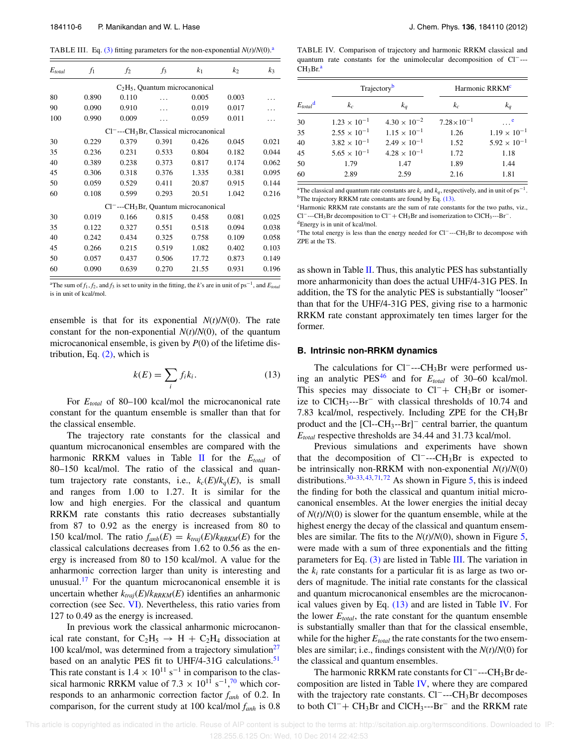TABLE III. Eq. (3) fitting parameters for the non-exponential $N(t)/N(0)$.[a]

| $E_{total}$ | $f_1$ | $f_2$ | $f_3$ | $k_1$ | $k_2$ | $k_3$ |
|---|---|---|---|---|---|---|
| | | $C_2H_5$, Quantum microcanonical | | | | |
| 80 | 0.890 | 0.110 | ... | 0.005 | 0.003 | ... |
| 90 | 0.090 | 0.910 | ... | 0.019 | 0.017 | ... |
| 100 | 0.990 | 0.009 | ... | 0.059 | 0.011 | ... |
| | | $Cl^-$---$CH_3Br$, Classical microcanonical | | | | |
| 30 | 0.229 | 0.379 | 0.391 | 0.426 | 0.045 | 0.021 |
| 35 | 0.236 | 0.231 | 0.533 | 0.804 | 0.182 | 0.044 |
| 40 | 0.389 | 0.238 | 0.373 | 0.817 | 0.174 | 0.062 |
| 45 | 0.306 | 0.318 | 0.376 | 1.335 | 0.381 | 0.095 |
| 50 | 0.059 | 0.529 | 0.411 | 20.87 | 0.915 | 0.144 |
| 60 | 0.108 | 0.599 | 0.293 | 20.51 | 1.042 | 0.216 |
| | | $Cl^-$---$CH_3Br$, Quantum microcanonical | | | | |
| 30 | 0.019 | 0.166 | 0.815 | 0.458 | 0.081 | 0.025 |
| 35 | 0.122 | 0.327 | 0.551 | 0.518 | 0.094 | 0.038 |
| 40 | 0.242 | 0.434 | 0.325 | 0.758 | 0.109 | 0.058 |
| 45 | 0.266 | 0.215 | 0.519 | 1.082 | 0.402 | 0.103 |
| 50 | 0.057 | 0.437 | 0.506 | 17.72 | 0.873 | 0.149 |
| 60 | 0.090 | 0.639 | 0.270 | 21.55 | 0.931 | 0.196 |

[a]The sum of $f_1$, $f_2$, and $f_3$ is set to unity in the fitting, the $k$'s are in unit of ps$^{-1}$, and $E_{total}$ is in unit of kcal/mol.

ensemble is that for its exponential $N(t)/N(0)$. The rate constant for the non-exponential $N(t)/N(0)$, of the quantum microcanonical ensemble, is given by $P(0)$ of the lifetime distribution, Eq. (2), which is

$$k(E) = \sum_i f_i k_i. \tag{13}$$

For $E_{total}$ of 80–100 kcal/mol the microcanonical rate constant for the quantum ensemble is smaller than that for the classical ensemble.

The trajectory rate constants for the classical and quantum microcanonical ensembles are compared with the harmonic RRKM values in Table II for the $E_{total}$ of 80–150 kcal/mol. The ratio of the classical and quantum trajectory rate constants, i.e., $k_c(E)/k_q(E)$, is small and ranges from 1.00 to 1.27. It is similar for the low and high energies. For the classical and quantum RRKM rate constants this ratio decreases substantially from 87 to 0.92 as the energy is increased from 80 to 150 kcal/mol. The ratio $f_{anh}(E) = k_{traj}(E)/k_{RRKM}(E)$ for the classical calculations decreases from 1.62 to 0.56 as the energy is increased from 80 to 150 kcal/mol. A value for the anharmonic correction larger than unity is interesting and unusual.[17] For the quantum microcanonical ensemble it is uncertain whether $k_{traj}(E)/k_{RRKM}(E)$ identifies an anharmonic correction (see Sec. VI). Nevertheless, this ratio varies from 127 to 0.49 as the energy is increased.

In previous work the classical anharmonic microcanonical rate constant, for $C_2H_5 \rightarrow H + C_2H_4$ dissociation at 100 kcal/mol, was determined from a trajectory simulation[27] based on an analytic PES fit to UHF/4-31G calculations.[51] This rate constant is $1.4 \times 10^{11}$ s$^{-1}$ in comparison to the classical harmonic RRKM value of $7.3 \times 10^{11}$ s$^{-1}$,[70] which corresponds to an anharmonic correction factor $f_{anh}$ of 0.2. In comparison, for the current study at 100 kcal/mol $f_{anh}$ is 0.8 as shown in Table II. Thus, this analytic PES has substantially more anharmonicity than does the actual UHF/4-31G PES. In addition, the TS for the analytic PES is substantially "looser" than that for the UHF/4-31G PES, giving rise to a harmonic RRKM rate constant approximately ten times larger for the former.

TABLE IV. Comparison of trajectory and harmonic RRKM classical and quantum rate constants for the unimolecular decomposition of $Cl^-$---$CH_3Br$.[a]

| | Trajectory[b] | | Harmonic RRKM[c] | |
|---|---|---|---|---|
| $E_{total}$[d] | $k_c$ | $k_q$ | $k_c$ | $k_q$ |
| 30 | $1.23 \times 10^{-1}$ | $4.30 \times 10^{-2}$ | $7.28 \times 10^{-1}$ | ...[e] |
| 35 | $2.55 \times 10^{-1}$ | $1.15 \times 10^{-1}$ | 1.26 | $1.19 \times 10^{-1}$ |
| 40 | $3.82 \times 10^{-1}$ | $2.49 \times 10^{-1}$ | 1.52 | $5.92 \times 10^{-1}$ |
| 45 | $5.65 \times 10^{-1}$ | $4.28 \times 10^{-1}$ | 1.72 | 1.18 |
| 50 | 1.79 | 1.47 | 1.89 | 1.44 |
| 60 | 2.89 | 2.59 | 2.16 | 1.81 |

[a]The classical and quantum rate constants are $k_c$ and $k_q$, respectively, and in unit of ps$^{-1}$.
[b]The trajectory RRKM rate constants are found by Eq. (13).
[c]Harmonic RRKM rate constants are the sum of rate constants for the two paths, viz., $Cl^-$---$CH_3Br$ decomposition to $Cl^- + CH_3Br$ and isomerization to $ClCH_3$---$Br^-$.
[d]Energy is in unit of kcal/mol.
[e]The total energy is less than the energy needed for $Cl^-$---$CH_3Br$ to decompose with ZPE at the TS.

## B. Intrinsic non-RRKM dynamics

The calculations for $Cl^-$---$CH_3Br$ were performed using an analytic PES[46] and for $E_{total}$ of 30–60 kcal/mol. This species may dissociate to $Cl^- + CH_3Br$ or isomerize to $ClCH_3$---$Br^-$ with classical thresholds of 10.74 and 7.83 kcal/mol, respectively. Including ZPE for the $CH_3Br$ product and the $[Cl$--$CH_3$--$Br]^-$ central barrier, the quantum $E_{total}$ respective thresholds are 34.44 and 31.73 kcal/mol.

Previous simulations and experiments have shown that the decomposition of $Cl^-$---$CH_3Br$ is expected to be intrinsically non-RRKM with non-exponential $N(t)/N(0)$ distributions.[30–33,43,71,72] As shown in Figure 5, this is indeed the finding for both the classical and quantum initial microcanonical ensembles. At the lower energies the initial decay of $N(t)/N(0)$ is slower for the quantum ensemble, while at the highest energy the decay of the classical and quantum ensembles are similar. The fits to the $N(t)/N(0)$, shown in Figure 5, were made with a sum of three exponentials and the fitting parameters for Eq. (3) are listed in Table III. The variation in the $k_i$ rate constants for a particular fit is as large as two orders of magnitude. The initial rate constants for the classical and quantum microcanonical ensembles are the microcanonical values given by Eq. (13) and are listed in Table IV. For the lower $E_{total}$, the rate constant for the quantum ensemble is substantially smaller than that for the classical ensemble, while for the higher $E_{total}$ the rate constants for the two ensembles are similar; i.e., findings consistent with the $N(t)/N(0)$ for the classical and quantum ensembles.

The harmonic RRKM rate constants for $Cl^-$---$CH_3Br$ decomposition are listed in Table IV, where they are compared with the trajectory rate constants. $Cl^-$---$CH_3Br$ decomposes to both $Cl^- + CH_3Br$ and $ClCH_3$---$Br^-$ and the RRKM rate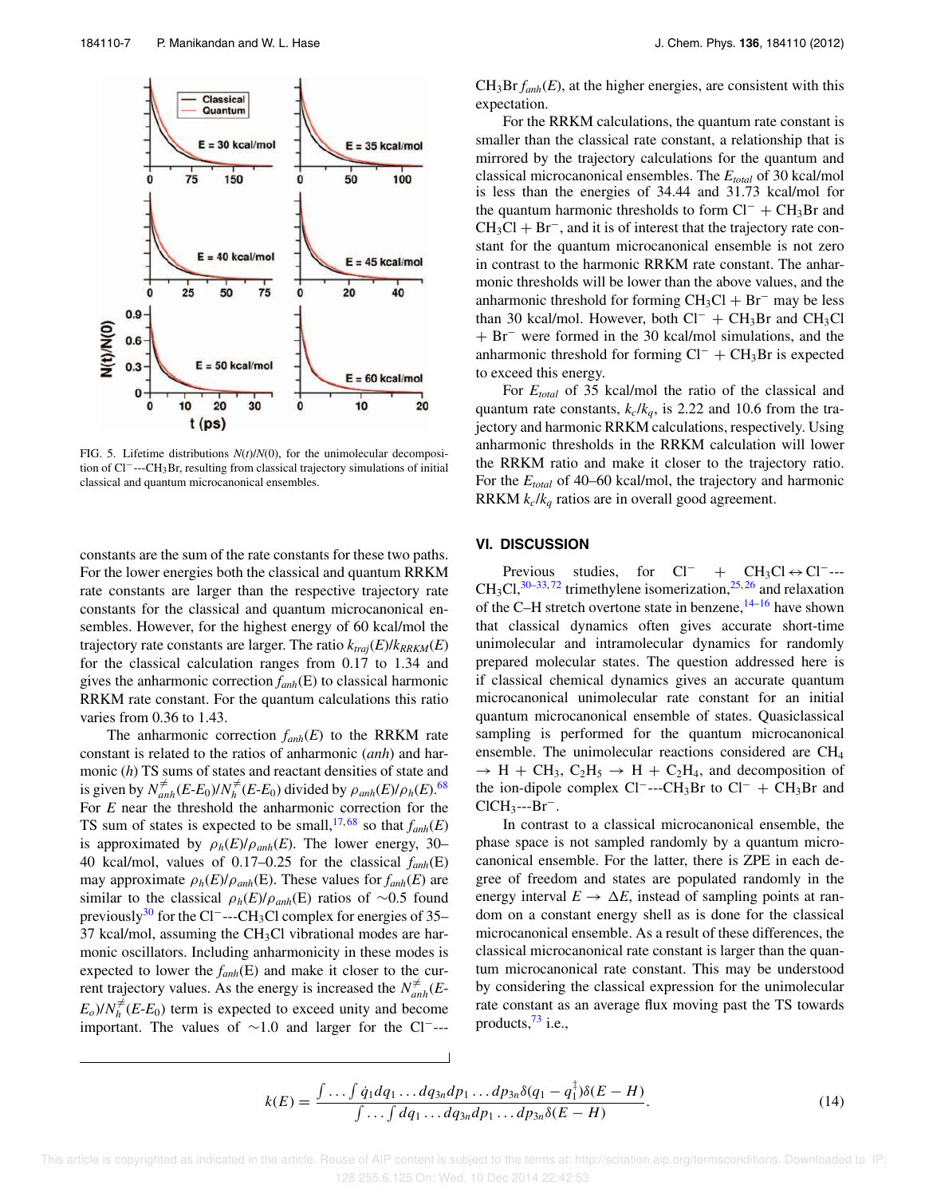Classical
Quantum

E = 30 kcal/mol
0 75 150

E = 35 kcal/mol
0 50 100

E = 40 kcal/mol
0 25 50 75

E = 45 kcal/mol
0 20 40

N(t)/N(0)
0.9
0.6
0.3
0

E = 50 kcal/mol
0 10 20 30

E = 60 kcal/mol
0 10 20

t (ps)

FIG. 5. Lifetime distributions $N(t)/N(0)$, for the unimolecular decomposition of $Cl^-$---$CH_3Br$, resulting from classical trajectory simulations of initial classical and quantum microcanonical ensembles.

constants are the sum of the rate constants for these two paths. For the lower energies both the classical and quantum RRKM rate constants are larger than the respective trajectory rate constants for the classical and quantum microcanonical ensembles. However, for the highest energy of 60 kcal/mol the trajectory rate constants are larger. The ratio $k_{traj}(E)/k_{RRKM}(E)$ for the classical calculation ranges from 0.17 to 1.34 and gives the anharmonic correction $f_{anh}(E)$ to classical harmonic RRKM rate constant. For the quantum calculations this ratio varies from 0.36 to 1.43.

The anharmonic correction $f_{anh}(E)$ to the RRKM rate constant is related to the ratios of anharmonic (*anh*) and harmonic (*h*) TS sums of states and reactant densities of state and is given by $N^{\neq}_{anh}(E\text{-}E_0)/N^{\neq}_{h}(E\text{-}E_0)$ divided by $\rho_{anh}(E)/\rho_h(E)$.[68] For $E$ near the threshold the anharmonic correction for the TS sum of states is expected to be small,[17,68] so that $f_{anh}(E)$ is approximated by $\rho_h(E)/\rho_{anh}(E)$. The lower energy, 30–40 kcal/mol, values of 0.17–0.25 for the classical $f_{anh}(E)$ may approximate $\rho_h(E)/\rho_{anh}(E)$. These values for $f_{anh}(E)$ are similar to the classical $\rho_h(E)/\rho_{anh}(E)$ ratios of ~0.5 found previously[30] for the $Cl^-$---$CH_3Cl$ complex for energies of 35–37 kcal/mol, assuming the $CH_3Cl$ vibrational modes are harmonic oscillators. Including anharmonicity in these modes is expected to lower the $f_{anh}(E)$ and make it closer to the current trajectory values. As the energy is increased the $N^{\neq}_{anh}(E\text{-}E_o)/N^{\neq}_{h}(E\text{-}E_0)$ term is expected to exceed unity and become important. The values of ~1.0 and larger for the $Cl^-$---$CH_3Br$ $f_{anh}(E)$, at the higher energies, are consistent with this expectation.

For the RRKM calculations, the quantum rate constant is smaller than the classical rate constant, a relationship that is mirrored by the trajectory calculations for the quantum and classical microcanonical ensembles. The $E_{total}$ of 30 kcal/mol is less than the energies of 34.44 and 31.73 kcal/mol for the quantum harmonic thresholds to form $Cl^- + CH_3Br$ and $CH_3Cl + Br^-$, and it is of interest that the trajectory rate constant for the quantum microcanonical ensemble is not zero in contrast to the harmonic RRKM rate constant. The anharmonic thresholds will be lower than the above values, and the anharmonic threshold for forming $CH_3Cl + Br^-$ may be less than 30 kcal/mol. However, both $Cl^- + CH_3Br$ and $CH_3Cl + Br^-$ were formed in the 30 kcal/mol simulations, and the anharmonic threshold for forming $Cl^- + CH_3Br$ is expected to exceed this energy.

For $E_{total}$ of 35 kcal/mol the ratio of the classical and quantum rate constants, $k_c/k_q$, is 2.22 and 10.6 from the trajectory and harmonic RRKM calculations, respectively. Using anharmonic thresholds in the RRKM calculation will lower the RRKM ratio and make it closer to the trajectory ratio. For the $E_{total}$ of 40–60 kcal/mol, the trajectory and harmonic RRKM $k_c/k_q$ ratios are in overall good agreement.

## VI. DISCUSSION

Previous studies, for $Cl^- + CH_3Cl \leftrightarrow Cl^-$---$CH_3Cl$,[30–33,72] trimethylene isomerization,[25,26] and relaxation of the C–H stretch overtone state in benzene,[14–16] have shown that classical dynamics often gives accurate short-time unimolecular and intramolecular dynamics for randomly prepared molecular states. The question addressed here is if classical chemical dynamics gives an accurate quantum microcanonical unimolecular rate constant for an initial quantum microcanonical ensemble of states. Quasiclassical sampling is performed for the quantum microcanonical ensemble. The unimolecular reactions considered are $CH_4 \rightarrow H + CH_3$, $C_2H_5 \rightarrow H + C_2H_4$, and decomposition of the ion-dipole complex $Cl^-$---$CH_3Br$ to $Cl^- + CH_3Br$ and $ClCH_3$---$Br^-$.

In contrast to a classical microcanonical ensemble, the phase space is not sampled randomly by a quantum microcanonical ensemble. For the latter, there is ZPE in each degree of freedom and states are populated randomly in the energy interval $E \rightarrow \Delta E$, instead of sampling points at random on a constant energy shell as is done for the classical microcanonical ensemble. As a result of these differences, the classical microcanonical rate constant is larger than the quantum microcanonical rate constant. This may be understood by considering the classical expression for the unimolecular rate constant as an average flux moving past the TS towards products,[73] i.e.,

$$k(E) = \frac{\int \ldots \int \dot{q}_1 dq_1 \ldots dq_{3n} dp_1 \ldots dp_{3n} \delta(q_1 - q_1^{\ddagger}) \delta(E - H)}{\int \ldots \int dq_1 \ldots dq_{3n} dp_1 \ldots dp_{3n} \delta(E - H)}. \tag{14}$$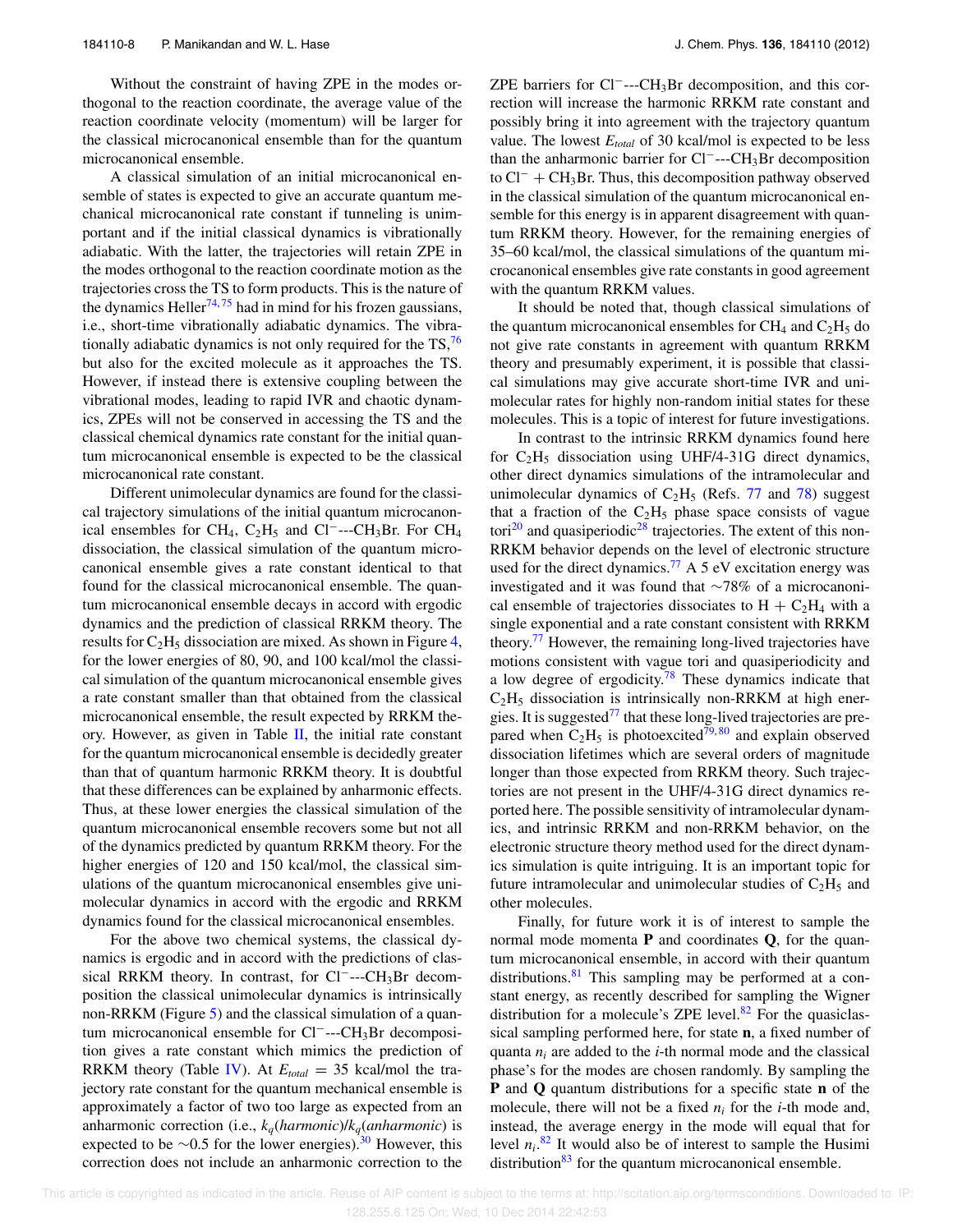Without the constraint of having ZPE in the modes orthogonal to the reaction coordinate, the average value of the reaction coordinate velocity (momentum) will be larger for the classical microcanonical ensemble than for the quantum microcanonical ensemble.

A classical simulation of an initial microcanonical ensemble of states is expected to give an accurate quantum mechanical microcanonical rate constant if tunneling is unimportant and if the initial classical dynamics is vibrationally adiabatic. With the latter, the trajectories will retain ZPE in the modes orthogonal to the reaction coordinate motion as the trajectories cross the TS to form products. This is the nature of the dynamics Heller[74,75] had in mind for his frozen gaussians, i.e., short-time vibrationally adiabatic dynamics. The vibrationally adiabatic dynamics is not only required for the TS,[76] but also for the excited molecule as it approaches the TS. However, if instead there is extensive coupling between the vibrational modes, leading to rapid IVR and chaotic dynamics, ZPEs will not be conserved in accessing the TS and the classical chemical dynamics rate constant for the initial quantum microcanonical ensemble is expected to be the classical microcanonical rate constant.

Different unimolecular dynamics are found for the classical trajectory simulations of the initial quantum microcanonical ensembles for $CH_4$, $C_2H_5$ and $Cl^-$---$CH_3Br$. For $CH_4$ dissociation, the classical simulation of the quantum microcanonical ensemble gives a rate constant identical to that found for the classical microcanonical ensemble. The quantum microcanonical ensemble decays in accord with ergodic dynamics and the prediction of classical RRKM theory. The results for $C_2H_5$ dissociation are mixed. As shown in Figure 4, for the lower energies of 80, 90, and 100 kcal/mol the classical simulation of the quantum microcanonical ensemble gives a rate constant smaller than that obtained from the classical microcanonical ensemble, the result expected by RRKM theory. However, as given in Table II, the initial rate constant for the quantum microcanonical ensemble is decidedly greater than that of quantum harmonic RRKM theory. It is doubtful that these differences can be explained by anharmonic effects. Thus, at these lower energies the classical simulation of the quantum microcanonical ensemble recovers some but not all of the dynamics predicted by quantum RRKM theory. For the higher energies of 120 and 150 kcal/mol, the classical simulations of the quantum microcanonical ensembles give unimolecular dynamics in accord with the ergodic and RRKM dynamics found for the classical microcanonical ensembles.

For the above two chemical systems, the classical dynamics is ergodic and in accord with the predictions of classical RRKM theory. In contrast, for $Cl^-$---$CH_3Br$ decomposition the classical unimolecular dynamics is intrinsically non-RRKM (Figure 5) and the classical simulation of a quantum microcanonical ensemble for $Cl^-$---$CH_3Br$ decomposition gives a rate constant which mimics the prediction of RRKM theory (Table IV). At $E_{total}$ = 35 kcal/mol the trajectory rate constant for the quantum mechanical ensemble is approximately a factor of two too large as expected from an anharmonic correction (i.e., $k_q(harmonic)/k_q(anharmonic)$ is expected to be ~0.5 for the lower energies).[30] However, this correction does not include an anharmonic correction to the ZPE barriers for $Cl^-$---$CH_3Br$ decomposition, and this correction will increase the harmonic RRKM rate constant and possibly bring it into agreement with the trajectory quantum value. The lowest $E_{total}$ of 30 kcal/mol is expected to be less than the anharmonic barrier for $Cl^-$---$CH_3Br$ decomposition to $Cl^-$ + $CH_3Br$. Thus, this decomposition pathway observed in the classical simulation of the quantum microcanonical ensemble for this energy is in apparent disagreement with quantum RRKM theory. However, for the remaining energies of 35–60 kcal/mol, the classical simulations of the quantum microcanonical ensembles give rate constants in good agreement with the quantum RRKM values.

It should be noted that, though classical simulations of the quantum microcanonical ensembles for $CH_4$ and $C_2H_5$ do not give rate constants in agreement with quantum RRKM theory and presumably experiment, it is possible that classical simulations may give accurate short-time IVR and unimolecular rates for highly non-random initial states for these molecules. This is a topic of interest for future investigations.

In contrast to the intrinsic RRKM dynamics found here for $C_2H_5$ dissociation using UHF/4-31G direct dynamics, other direct dynamics simulations of the intramolecular and unimolecular dynamics of $C_2H_5$ (Refs. 77 and 78) suggest that a fraction of the $C_2H_5$ phase space consists of vague tori[20] and quasiperiodic[28] trajectories. The extent of this non-RRKM behavior depends on the level of electronic structure used for the direct dynamics.[77] A 5 eV excitation energy was investigated and it was found that ~78% of a microcanonical ensemble of trajectories dissociates to H + $C_2H_4$ with a single exponential and a rate constant consistent with RRKM theory.[77] However, the remaining long-lived trajectories have motions consistent with vague tori and quasiperiodicity and a low degree of ergodicity.[78] These dynamics indicate that $C_2H_5$ dissociation is intrinsically non-RRKM at high energies. It is suggested[77] that these long-lived trajectories are prepared when $C_2H_5$ is photoexcited[79,80] and explain observed dissociation lifetimes which are several orders of magnitude longer than those expected from RRKM theory. Such trajectories are not present in the UHF/4-31G direct dynamics reported here. The possible sensitivity of intramolecular dynamics, and intrinsic RRKM and non-RRKM behavior, on the electronic structure theory method used for the direct dynamics simulation is quite intriguing. It is an important topic for future intramolecular and unimolecular studies of $C_2H_5$ and other molecules.

Finally, for future work it is of interest to sample the normal mode momenta **P** and coordinates **Q**, for the quantum microcanonical ensemble, in accord with their quantum distributions.[81] This sampling may be performed at a constant energy, as recently described for sampling the Wigner distribution for a molecule's ZPE level.[82] For the quasiclassical sampling performed here, for state **n**, a fixed number of quanta $n_i$ are added to the $i$-th normal mode and the classical phase's for the modes are chosen randomly. By sampling the **P** and **Q** quantum distributions for a specific state **n** of the molecule, there will not be a fixed $n_i$ for the $i$-th mode and, instead, the average energy in the mode will equal that for level $n_i$.[82] It would also be of interest to sample the Husimi distribution[83] for the quantum microcanonical ensemble.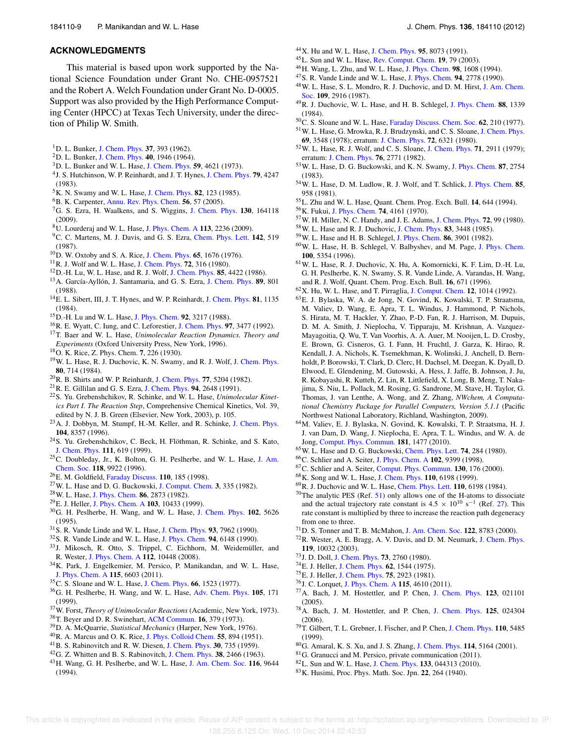## ACKNOWLEDGMENTS

This material is based upon work supported by the National Science Foundation under Grant No. CHE-0957521 and the Robert A. Welch Foundation under Grant No. D-0005. Support was also provided by the High Performance Computing Center (HPCC) at Texas Tech University, under the direction of Philip W. Smith.

[1] D. L. Bunker, J. Chem. Phys. **37**, 393 (1962).
[2] D. L. Bunker, J. Chem. Phys. **40**, 1946 (1964).
[3] D. L. Bunker and W. L. Hase, J. Chem. Phys. **59**, 4621 (1973).
[4] J. S. Hutchinson, W. P. Reinhardt, and J. T. Hynes, J. Chem. Phys. **79**, 4247 (1983).
[5] K. N. Swamy and W. L. Hase, J. Chem. Phys. **82**, 123 (1985).
[6] B. K. Carpenter, Annu. Rev. Phys. Chem. **56**, 57 (2005).
[7] G. S. Ezra, H. Waalkens, and S. Wiggins, J. Chem. Phys. **130**, 164118 (2009).
[8] U. Lourderaj and W. L. Hase, J. Phys. Chem. A **113**, 2236 (2009).
[9] C. C. Martens, M. J. Davis, and G. S. Ezra, Chem. Phys. Lett. **142**, 519 (1987).
[10] D. W. Oxtoby and S. A. Rice, J. Chem. Phys. **65**, 1676 (1976).
[11] R. J. Wolf and W. L. Hase, J. Chem. Phys. **72**, 316 (1980).
[12] D.-H. Lu, W. L. Hase, and R. J. Wolf, J. Chem. Phys. **85**, 4422 (1986).
[13] A. García-Ayllón, J. Santamaria, and G. S. Ezra, J. Chem. Phys. **89**, 801 (1988).
[14] E. L. Sibert, III, J. T. Hynes, and W. P. Reinhardt, J. Chem. Phys. **81**, 1135 (1984).
[15] D.-H. Lu and W. L. Hase, J. Phys. Chem. **92**, 3217 (1988).
[16] R. E. Wyatt, C. Iung, and C. Leforestier, J. Chem. Phys. **97**, 3477 (1992).
[17] T. Baer and W. L. Hase, *Unimolecular Reaction Dynamics. Theory and Experiments* (Oxford University Press, New York, 1996).
[18] O. K. Rice, Z. Phys. Chem. **7**, 226 (1930).
[19] W. L. Hase, R. J. Duchovic, K. N. Swamy, and R. J. Wolf, J. Chem. Phys. **80**, 714 (1984).
[20] R. B. Shirts and W. P. Reinhardt, J. Chem. Phys. **77**, 5204 (1982).
[21] R. E. Gillilan and G. S. Ezra, J. Chem. Phys. **94**, 2648 (1991).
[22] S. Yu. Grebenshchikov, R. Schinke, and W. L. Hase, *Unimolecular Kinetics Part I. The Reaction Step*, Comprehensive Chemical Kinetics, Vol. 39, edited by N. J. B. Green (Elsevier, New York, 2003), p. 105.
[23] A. J. Dobbyn, M. Stumpf, H.-M. Keller, and R. Schinke, J. Chem. Phys. **104**, 8357 (1996).
[24] S. Yu. Grebenshchikov, C. Beck, H. Flöthman, R. Schinke, and S. Kato, J. Chem. Phys. **111**, 619 (1999).
[25] C. Doubleday, Jr., K. Bolton, G. H. Peslherbe, and W. L. Hase, J. Am. Chem. Soc. **118**, 9922 (1996).
[26] E. M. Goldfield, Faraday Discuss. **110**, 185 (1998).
[27] W. L. Hase and D. G. Buckowski, J. Comput. Chem. **3**, 335 (1982).
[28] W. L. Hase, J. Phys. Chem. **86**, 2873 (1982).
[29] E. J. Heller, J. Phys. Chem. A **103**, 10433 (1999).
[30] G. H. Peslherbe, H. Wang, and W. L. Hase, J. Chem. Phys. **102**, 5626 (1995).
[31] S. R. Vande Linde and W. L. Hase, J. Chem. Phys. **93**, 7962 (1990).
[32] S. R. Vande Linde and W. L. Hase, J. Phys. Chem. **94**, 6148 (1990).
[33] J. Mikosch, R. Otto, S. Trippel, C. Eichhorn, M. Weidemüller, and R. Wester, J. Phys. Chem. A **112**, 10448 (2008).
[34] K. Park, J. Engelkemier, M. Persico, P. Manikandan, and W. L. Hase, J. Phys. Chem. A **115**, 6603 (2011).
[35] C. S. Sloane and W. L. Hase, J. Chem. Phys. **66**, 1523 (1977).
[36] G. H. Peslherbe, H. Wang, and W. L. Hase, Adv. Chem. Phys. **105**, 171 (1999).
[37] W. Forst, *Theory of Unimolecular Reactions* (Academic, New York, 1973).
[38] T. Beyer and D. R. Swinehart, ACM Commun. **16**, 379 (1973).
[39] D. A. McQuarrie, *Statistical Mechanics* (Harper, New York, 1976).
[40] R. A. Marcus and O. K. Rice, J. Phys. Colloid Chem. **55**, 894 (1951).
[41] B. S. Rabinovitch and R. W. Diesen, J. Chem. Phys. **30**, 735 (1959).
[42] G. Z. Whitten and B. S. Rabinovitch, J. Chem. Phys. **38**, 2466 (1963).
[43] H. Wang, G. H. Peslherbe, and W. L. Hase, J. Am. Chem. Soc. **116**, 9644 (1994).
[44] X. Hu and W. L. Hase, J. Chem. Phys. **95**, 8073 (1991).
[45] L. Sun and W. L. Hase, Rev. Comput. Chem. **19**, 79 (2003).
[46] H. Wang, L. Zhu, and W. L. Hase, J. Phys. Chem. **98**, 1608 (1994).
[47] S. R. Vande Linde and W. L. Hase, J. Phys. Chem. **94**, 2778 (1990).
[48] W. L. Hase, S. L. Mondro, R. J. Duchovic, and D. M. Hirst, J. Am. Chem. Soc. **109**, 2916 (1987).
[49] R. J. Duchovic, W. L. Hase, and H. B. Schlegel, J. Phys. Chem. **88**, 1339 (1984).
[50] C. S. Sloane and W. L. Hase, Faraday Discuss. Chem. Soc. **62**, 210 (1977).
[51] W. L. Hase, G. Mrowka, R. J. Brudzynski, and C. S. Sloane, J. Chem. Phys. **69**, 3548 (1978); erratum: J. Chem. Phys. **72**, 6321 (1980).
[52] W. L. Hase, R. J. Wolf, and C. S. Sloane, J. Chem. Phys. **71**, 2911 (1979); erratum: J. Chem. Phys. **76**, 2771 (1982).
[53] W. L. Hase, D. G. Buckowski, and K. N. Swamy, J. Phys. Chem. **87**, 2754 (1983).
[54] W. L. Hase, D. M. Ludlow, R. J. Wolf, and T. Schlick, J. Phys. Chem. **85**, 958 (1981).
[55] L. Zhu and W. L. Hase, Quant. Chem. Prog. Exch. Bull. **14**, 644 (1994).
[56] K. Fukui, J. Phys. Chem. **74**, 4161 (1970).
[57] W. H. Miller, N. C. Handy, and J. E. Adams, J. Chem. Phys. **72**, 99 (1980).
[58] W. L. Hase and R. J. Duchovic, J. Chem. Phys. **83**, 3448 (1985).
[59] W. L. Hase and H. B. Schlegel, J. Phys. Chem. **86**, 3901 (1982).
[60] W. L. Hase, H. B. Schlegel, V. Balbyshev, and M. Page, J. Phys. Chem. **100**, 5354 (1996).
[61] W. L. Hase, R. J. Duchovic, X. Hu, A. Komornicki, K. F. Lim, D.-H. Lu, G. H. Peslherbe, K. N. Swamy, S. R. Vande Linde, A. Varandas, H. Wang, and R. J. Wolf, Quant. Chem. Prog. Exch. Bull. **16**, 671 (1996).
[62] X. Hu, W. L. Hase, and T. Pirraglia, J. Comput. Chem. **12**, 1014 (1992).
[63] E. J. Bylaska, W. A. de Jong, N. Govind, K. Kowalski, T. P. Straatsma, M. Valiev, D. Wang, E. Apra, T. L. Windus, J. Hammond, P. Nichols, S. Hirata, M. T. Hackler, Y. Zhao, P.-D. Fan, R. J. Harrison, M. Dupuis, D. M. A. Smith, J. Nieplocha, V. Tipparaju, M. Krishnan, A. Vazquez-Mayagoitia, Q. Wu, T. Van Voorhis, A. A. Auer, M. Nooijen, L. D. Crosby, E. Brown, G. Cisneros, G. I. Fann, H. Fruchtl, J. Garza, K. Hirao, R. Kendall, J. A. Nichols, K. Tsemekhman, K. Wolinski, J. Anchell, D. Bernholdt, P. Borowski, T. Clark, D. Clerc, H. Dachsel, M. Deegan, K. Dyall, D. Elwood, E. Glendening, M. Gutowski, A. Hess, J. Jaffe, B. Johnson, J. Ju, R. Kobayashi, R. Kutteh, Z. Lin, R. Littlefield, X. Long, B. Meng, T. Nakajima, S. Niu, L. Pollack, M. Rosing, G. Sandrone, M. Stave, H. Taylor, G. Thomas, J. van Lenthe, A. Wong, and Z. Zhang, *NWchem, A Computational Chemistry Package for Parallel Computers, Version 5.1.1* (Pacific Northwest National Laboratory, Richland, Washington, 2009).
[64] M. Valiev, E. J. Bylaska, N. Govind, K. Kowalski, T. P. Straatsma, H. J. J. van Dam, D. Wang, J. Nieplocha, E. Apra, T. L. Windus, and W. A. de Jong, Comput. Phys. Commun. **181**, 1477 (2010).
[65] W. L. Hase and D. G. Buckowski, Chem. Phys. Lett. **74**, 284 (1980).
[66] C. Schlier and A. Seiter, J. Phys. Chem. A **102**, 9399 (1998).
[67] C. Schlier and A. Seiter, Comput. Phys. Commun. **130**, 176 (2000).
[68] K. Song and W. L. Hase, J. Chem. Phys. **110**, 6198 (1999).
[69] R. J. Duchovic and W. L. Hase, Chem. Phys. Lett. **110**, 6198 (1984).
[70] The analytic PES (Ref. 51) only allows one of the H-atoms to dissociate and the actual trajectory rate constant is $4.5 \times 10^{10}$ $s^{-1}$ (Ref. 27). This rate constant is multiplied by three to increase the reaction path degeneracy from one to three.
[71] D. S. Tonner and T. B. McMahon, J. Am. Chem. Soc. **122**, 8783 (2000).
[72] R. Wester, A. E. Bragg, A. V. Davis, and D. M. Neumark, J. Chem. Phys. **119**, 10032 (2003).
[73] J. D. Doll, J. Chem. Phys. **73**, 2760 (1980).
[74] E. J. Heller, J. Chem. Phys. **62**, 1544 (1975).
[75] E. J. Heller, J. Chem. Phys. **75**, 2923 (1981).
[76] J. C. Lorquet, J. Phys. Chem. A **115**, 4610 (2011).
[77] A. Bach, J. M. Hostettler, and P. Chen, J. Chem. Phys. **123**, 021101 (2005).
[78] A. Bach, J. M. Hostettler, and P. Chen, J. Chem. Phys. **125**, 024304 (2006).
[79] T. Gilbert, T. L. Grebner, I. Fischer, and P. Chen, J. Chem. Phys. **110**, 5485 (1999).
[80] G. Amaral, K. S. Xu, and J. S. Zhang, J. Chem. Phys. **114**, 5164 (2001).
[81] G. Granucci and M. Persico, private communication (2011).
[82] L. Sun and W. L. Hase, J. Chem. Phys. **133**, 044313 (2010).
[83] K. Husimi, Proc. Phys. Math. Soc. Jpn. **22**, 264 (1940).